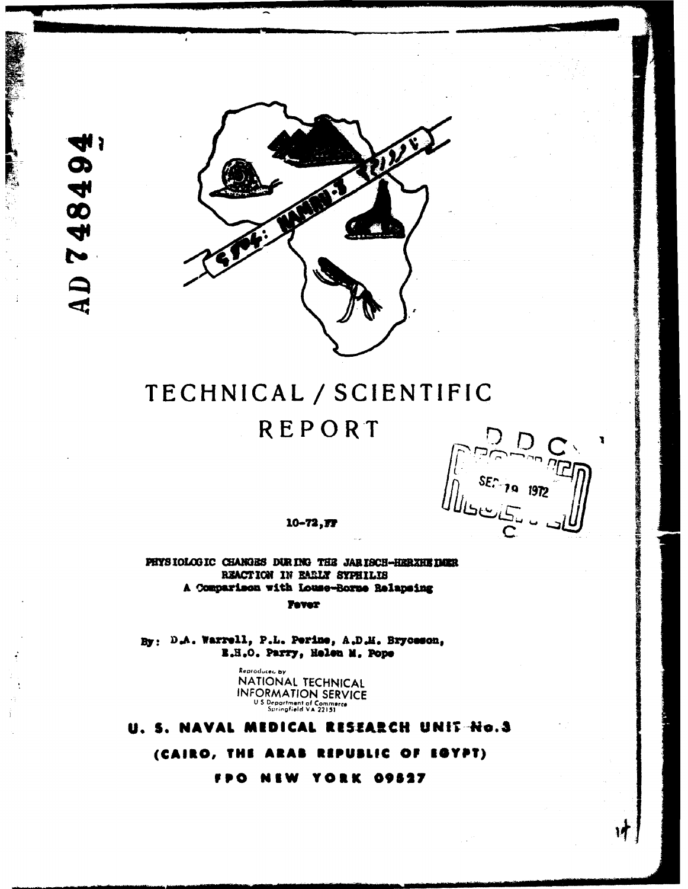AD 748494

# TECHNICAL / SCIENTIFIC REPORT

DDC
SEP 19 1972

10-72,FF

**PHYSIOLOGIC CHANGES DURING THE JARISCH-HERXHEIMER REACTION IN EARLY SYPHILIS**
**A Comparison with Louse-Borne Relapsing Fever**

By: D.A. Warrell, P.L. Perine, A.D.M. Bryceson, E.H.O. Parry, Helen M. Pope

Reproduced by
NATIONAL TECHNICAL INFORMATION SERVICE
U S Department of Commerce
Springfield VA 22151

**U. S. NAVAL MEDICAL RESEARCH UNIT No.3**

**(CAIRO, THE ARAB REPUBLIC OF EGYPT)**

**FPO NEW YORK 09527**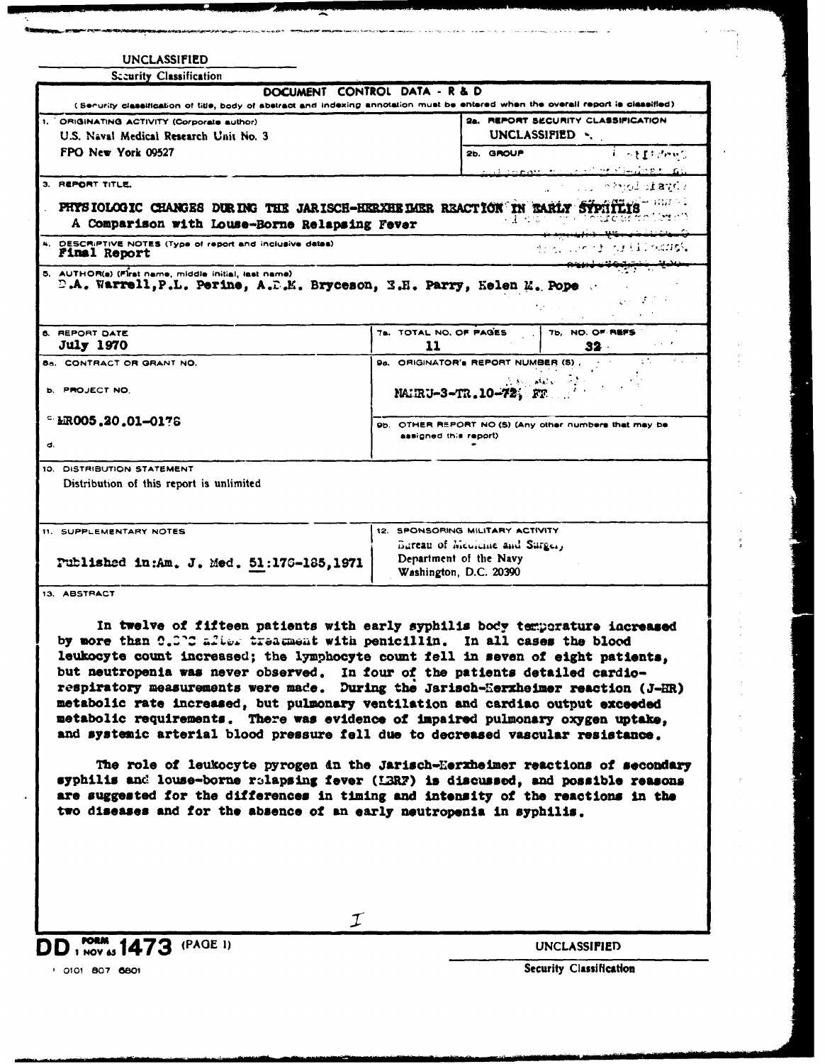UNCLASSIFIED

Security Classification

# DOCUMENT CONTROL DATA - R & D

(Security classification of title, body of abstract and indexing annotation must be entered when the overall report is classified)

| | |
|---|---|
| 1. ORIGINATING ACTIVITY (Corporate author) U.S. Naval Medical Research Unit No. 3 FPO New York 09527 | 2a. REPORT SECURITY CLASSIFICATION UNCLASSIFIED |
| | 2b. GROUP |

**3. REPORT TITLE**

PHYSIOLOGIC CHANGES DURING THE JARISCH-HERXHEIMER REACTION IN EARLY SYPHILIS
A Comparison with Louse-Borne Relapsing Fever

**4. DESCRIPTIVE NOTES** (Type of report and inclusive dates)
Final Report

**5. AUTHOR(S)** (First name, middle initial, last name)
D.A. Warrell, P.L. Perine, A.D.M. Bryceson, E.H. Parry, Helen M. Pope

| 6. REPORT DATE | 7a. TOTAL NO. OF PAGES | 7b. NO. OF REFS |
|---|---|---|
| July 1970 | 11 | 32 |

| | |
|---|---|
| 8a. CONTRACT OR GRANT NO. | 9a. ORIGINATOR'S REPORT NUMBER(S) |
| b. PROJECT NO. | NAMRU-3-TR.10-72; FF |
| c. MR005.20.01-0176 | 9b. OTHER REPORT NO(S) (Any other numbers that may be assigned this report) |
| d. | |

**10. DISTRIBUTION STATEMENT**
Distribution of this report is unlimited

| | |
|---|---|
| 11. SUPPLEMENTARY NOTES | 12. SPONSORING MILITARY ACTIVITY |
| Published in: Am. J. Med. 51:176-185, 1971 | Bureau of Medicine and Surgery Department of the Navy Washington, D.C. 20390 |

**13. ABSTRACT**

In twelve of fifteen patients with early syphilis body temperature increased by more than 0.3°C after treatment with penicillin. In all cases the blood leukocyte count increased; the lymphocyte count fell in seven of eight patients, but neutropenia was never observed. In four of the patients detailed cardio-respiratory measurements were made. During the Jarisch-Herxheimer reaction (J-HR) metabolic rate increased, but pulmonary ventilation and cardiac output exceeded metabolic requirements. There was evidence of impaired pulmonary oxygen uptake, and systemic arterial blood pressure fell due to decreased vascular resistance.

The role of leukocyte pyrogen in the Jarisch-Herxheimer reactions of secondary syphilis and louse-borne relapsing fever (LBRF) is discussed, and possible reasons are suggested for the differences in timing and intensity of the reactions in the two diseases and for the absence of an early neutropenia in syphilis.

I

DD FORM 1 NOV 65 1473 (PAGE 1)

0101 807 6801

UNCLASSIFIED

Security Classification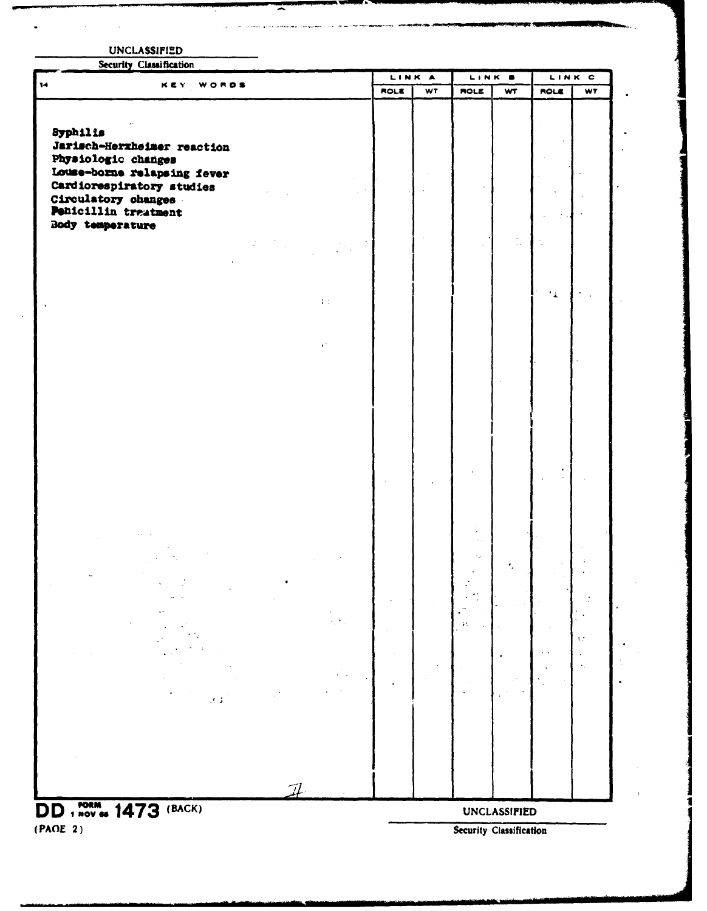UNCLASSIFIED

Security Classification

| 14 KEY WORDS | LINK A | | LINK B | | LINK C | |
|---|---|---|---|---|---|---|
| | ROLE | WT | ROLE | WT | ROLE | WT |
| Syphilis | | | | | | |
| Jarisch-Herxheimer reaction | | | | | | |
| Physiologic changes | | | | | | |
| Louse-borne relapsing fever | | | | | | |
| Cardiorespiratory studies | | | | | | |
| Circulatory changes | | | | | | |
| Penicillin treatment | | | | | | |
| Body temperature | | | | | | |

DD FORM 1 NOV 65 1473 (BACK)

(PAGE 2)

UNCLASSIFIED

Security Classification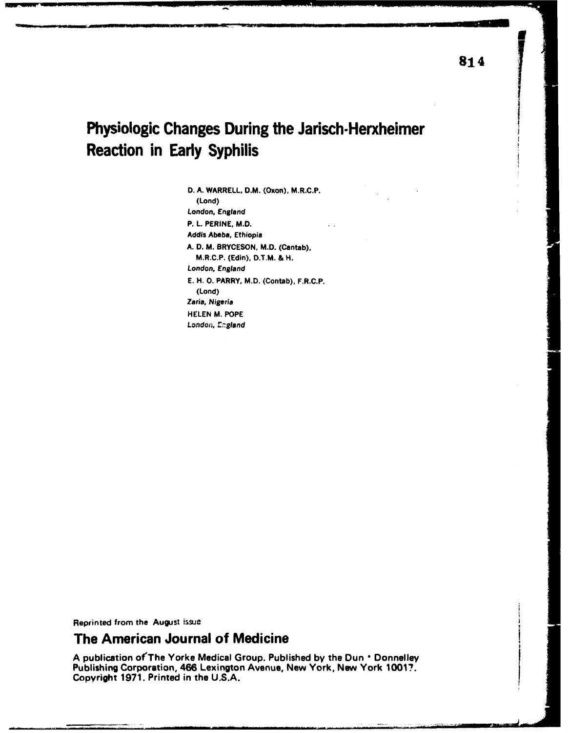# Physiologic Changes During the Jarisch-Herxheimer Reaction in Early Syphilis

D. A. WARRELL, D.M. (Oxon), M.R.C.P. (Lond)
*London, England*

P. L. PERINE, M.D.
*Addis Abeba, Ethiopia*

A. D. M. BRYCESON, M.D. (Cantab), M.R.C.P. (Edin), D.T.M. & H.
*London, England*

E. H. O. PARRY, M.D. (Contab), F.R.C.P. (Lond)
*Zaria, Nigeria*

HELEN M. POPE
*London, England*

Reprinted from the August issue

## The American Journal of Medicine

A publication of The Yorke Medical Group. Published by the Dun • Donnelley Publishing Corporation, 466 Lexington Avenue, New York, New York 10017. Copyright 1971. Printed in the U.S.A.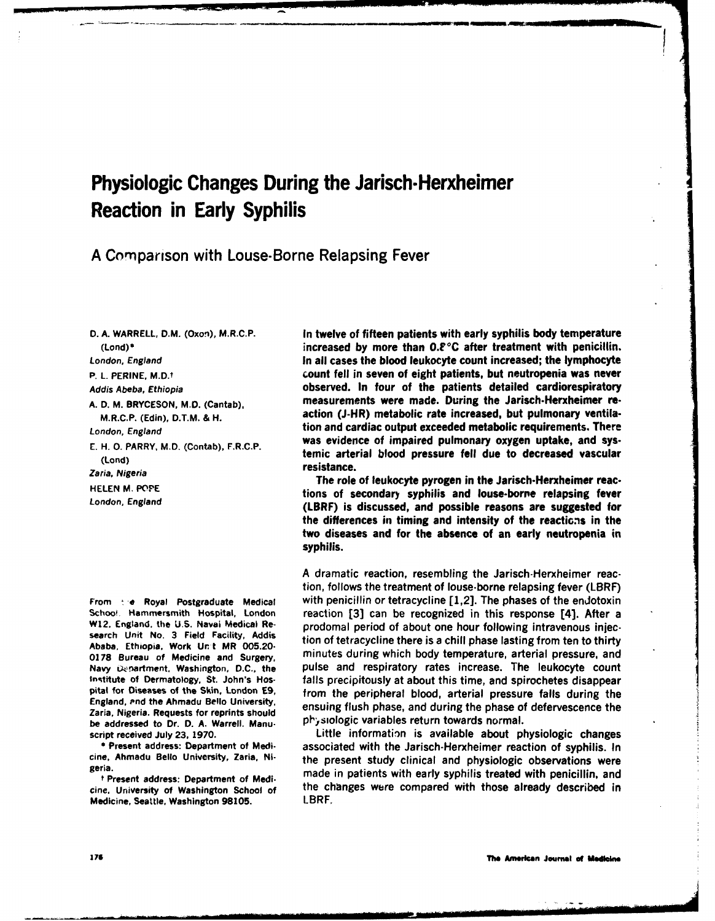# Physiologic Changes During the Jarisch-Herxheimer Reaction in Early Syphilis

## A Comparison with Louse-Borne Relapsing Fever

D. A. WARRELL, D.M. (Oxon), M.R.C.P. (Lond)*
*London, England*

P. L. PERINE, M.D.†
*Addis Abeba, Ethiopia*

A. D. M. BRYCESON, M.D. (Cantab), M.R.C.P. (Edin), D.T.M. & H.
*London, England*

E. H. O. PARRY, M.D. (Contab), F.R.C.P. (Lond)
*Zaria, Nigeria*

HELEN M. POPE
*London, England*

From the Royal Postgraduate Medical School, Hammersmith Hospital, London W12, England, the U.S. Naval Medical Research Unit No. 3 Field Facility, Addis Ababa, Ethiopia, Work Unit MR 005.20-0178 Bureau of Medicine and Surgery, Navy Department, Washington, D.C., the Institute of Dermatology, St. John's Hospital for Diseases of the Skin, London E9, England, and the Ahmadu Bello University, Zaria, Nigeria. Requests for reprints should be addressed to Dr. D. A. Warrell. Manuscript received July 23, 1970.

\* Present address: Department of Medicine, Ahmadu Bello University, Zaria, Nigeria.

† Present address: Department of Medicine, University of Washington School of Medicine, Seattle, Washington 98105.

**In twelve of fifteen patients with early syphilis body temperature increased by more than 0.8°C after treatment with penicillin. In all cases the blood leukocyte count increased; the lymphocyte count fell in seven of eight patients, but neutropenia was never observed. In four of the patients detailed cardiorespiratory measurements were made. During the Jarisch-Herxheimer reaction (J-HR) metabolic rate increased, but pulmonary ventilation and cardiac output exceeded metabolic requirements. There was evidence of impaired pulmonary oxygen uptake, and systemic arterial blood pressure fell due to decreased vascular resistance.**

**The role of leukocyte pyrogen in the Jarisch-Herxheimer reactions of secondary syphilis and louse-borne relapsing fever (LBRF) is discussed, and possible reasons are suggested for the differences in timing and intensity of the reactions in the two diseases and for the absence of an early neutropenia in syphilis.**

A dramatic reaction, resembling the Jarisch-Herxheimer reaction, follows the treatment of louse-borne relapsing fever (LBRF) with penicillin or tetracycline [1,2]. The phases of the endotoxin reaction [3] can be recognized in this response [4]. After a prodomal period of about one hour following intravenous injection of tetracycline there is a chill phase lasting from ten to thirty minutes during which body temperature, arterial pressure, and pulse and respiratory rates increase. The leukocyte count falls precipitously at about this time, and spirochetes disappear from the peripheral blood, arterial pressure falls during the ensuing flush phase, and during the phase of defervescence the physiologic variables return towards normal.

Little information is available about physiologic changes associated with the Jarisch-Herxheimer reaction of syphilis. In the present study clinical and physiologic observations were made in patients with early syphilis treated with penicillin, and the changes were compared with those already described in LBRF.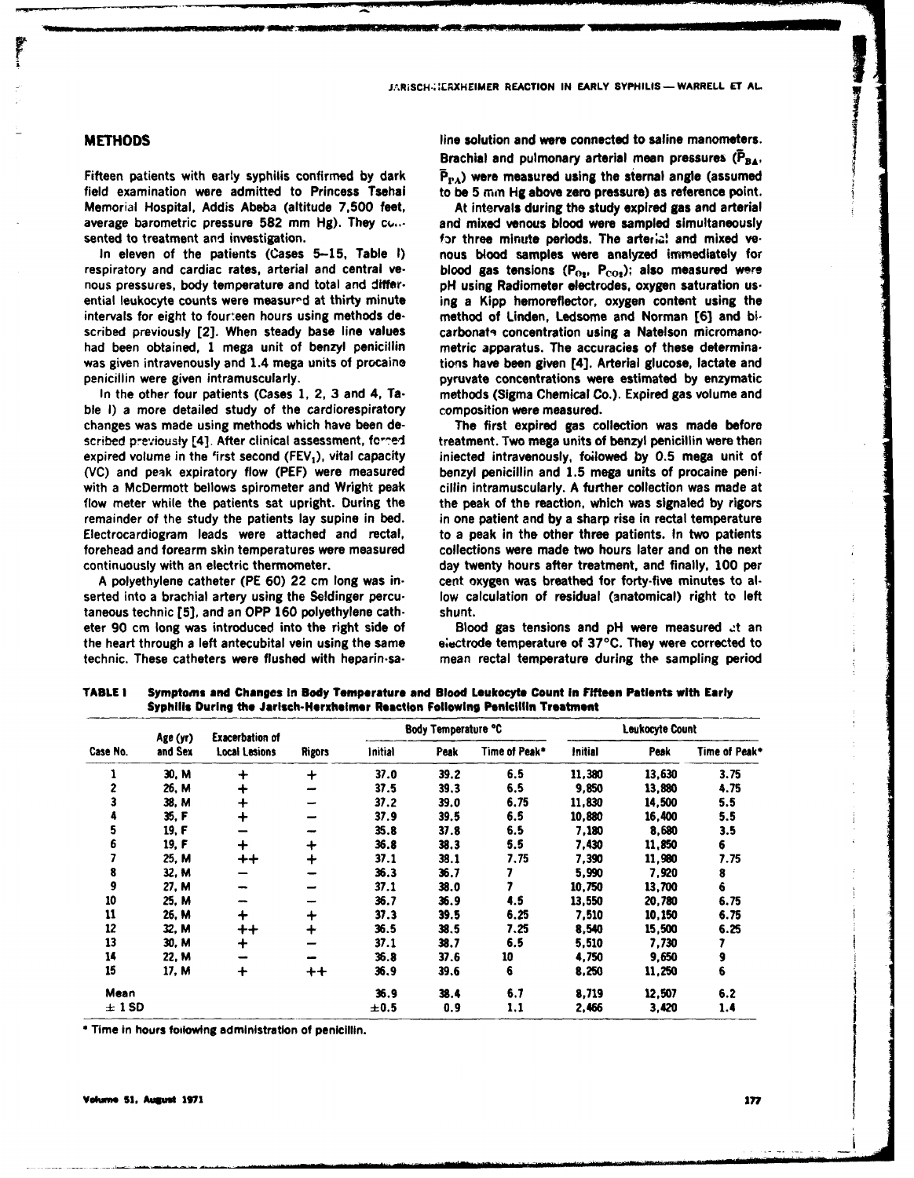## METHODS

Fifteen patients with early syphilis confirmed by dark field examination were admitted to Princess Tsehai Memorial Hospital, Addis Abeba (altitude 7,500 feet, average barometric pressure 582 mm Hg). They consented to treatment and investigation.

In eleven of the patients (Cases 5–15, Table I) respiratory and cardiac rates, arterial and central venous pressures, body temperature and total and differential leukocyte counts were measured at thirty minute intervals for eight to fourteen hours using methods described previously [2]. When steady base line values had been obtained, 1 mega unit of benzyl penicillin was given intravenously and 1.4 mega units of procaine penicillin were given intramuscularly.

In the other four patients (Cases 1, 2, 3 and 4, Table I) a more detailed study of the cardiorespiratory changes was made using methods which have been described previously [4]. After clinical assessment, forced expired volume in the first second ($FEV_1$), vital capacity (VC) and peak expiratory flow (PEF) were measured with a McDermott bellows spirometer and Wright peak flow meter while the patients sat upright. During the remainder of the study the patients lay supine in bed. Electrocardiogram leads were attached and rectal, forehead and forearm skin temperatures were measured continuously with an electric thermometer.

A polyethylene catheter (PE 60) 22 cm long was inserted into a brachial artery using the Seldinger percutaneous technic [5], and an OPP 160 polyethylene catheter 90 cm long was introduced into the right side of the heart through a left antecubital vein using the same technic. These catheters were flushed with heparin-saline solution and were connected to saline manometers. Brachial and pulmonary arterial mean pressures ($\bar{P}_{BA}$, $\bar{P}_{PA}$) were measured using the sternal angle (assumed to be 5 mm Hg above zero pressure) as reference point.

At intervals during the study expired gas and arterial and mixed venous blood were sampled simultaneously for three minute periods. The arterial and mixed venous blood samples were analyzed immediately for blood gas tensions ($P_{O_2}$, $P_{CO_2}$); also measured were pH using Radiometer electrodes, oxygen saturation using a Kipp hemoreflector, oxygen content using the method of Linden, Ledsome and Norman [6] and bicarbonate concentration using a Natelson micromanometric apparatus. The accuracies of these determinations have been given [4]. Arterial glucose, lactate and pyruvate concentrations were estimated by enzymatic methods (Sigma Chemical Co.). Expired gas volume and composition were measured.

The first expired gas collection was made before treatment. Two mega units of benzyl penicillin were then injected intravenously, followed by 0.5 mega unit of benzyl penicillin and 1.5 mega units of procaine penicillin intramuscularly. A further collection was made at the peak of the reaction, which was signaled by rigors in one patient and by a sharp rise in rectal temperature to a peak in the other three patients. In two patients collections were made two hours later and on the next day twenty hours after treatment, and finally, 100 per cent oxygen was breathed for forty-five minutes to allow calculation of residual (anatomical) right to left shunt.

Blood gas tensions and pH were measured at an electrode temperature of 37°C. They were corrected to mean rectal temperature during the sampling period

**TABLE I Symptoms and Changes in Body Temperature and Blood Leukocyte Count in Fifteen Patients with Early Syphilis During the Jarisch-Herxheimer Reaction Following Penicillin Treatment**

| Case No. | Age (yr) and Sex | Exacerbation of Local Lesions | Rigors | Body Temperature °C | | | Leukocyte Count | | |
|---|---|---|---|---|---|---|---|---|---|
| | | | | Initial | Peak | Time of Peak* | Initial | Peak | Time of Peak* |
| 1 | 30, M | + | + | 37.0 | 39.2 | 6.5 | 11,380 | 13,630 | 3.75 |
| 2 | 26, M | + | − | 37.5 | 39.3 | 6.5 | 9,850 | 13,880 | 4.75 |
| 3 | 38, M | + | − | 37.2 | 39.0 | 6.75 | 11,830 | 14,500 | 5.5 |
| 4 | 35, F | + | − | 37.9 | 39.5 | 6.5 | 10,880 | 16,400 | 5.5 |
| 5 | 19, F | − | − | 35.8 | 37.8 | 6.5 | 7,180 | 8,680 | 3.5 |
| 6 | 19, F | + | + | 36.8 | 38.3 | 5.5 | 7,430 | 11,850 | 6 |
| 7 | 25, M | ++ | + | 37.1 | 38.1 | 7.75 | 7,390 | 11,980 | 7.75 |
| 8 | 32, M | − | − | 36.3 | 36.7 | 7 | 5,990 | 7,920 | 8 |
| 9 | 27, M | − | − | 37.1 | 38.0 | 7 | 10,750 | 13,700 | 6 |
| 10 | 25, M | − | − | 36.7 | 36.9 | 4.5 | 13,550 | 20,780 | 6.75 |
| 11 | 26, M | + | + | 37.3 | 39.5 | 6.25 | 7,510 | 10,150 | 6.75 |
| 12 | 32, M | ++ | + | 36.5 | 38.5 | 7.25 | 8,540 | 15,500 | 6.25 |
| 13 | 30, M | + | − | 37.1 | 38.7 | 6.5 | 5,510 | 7,730 | 7 |
| 14 | 22, M | − | − | 36.8 | 37.6 | 10 | 4,750 | 9,650 | 9 |
| 15 | 17, M | + | ++ | 36.9 | 39.6 | 6 | 8,250 | 11,250 | 6 |
| Mean | | | | 36.9 | 38.4 | 6.7 | 8,719 | 12,507 | 6.2 |
| ± 1 SD | | | | ±0.5 | 0.9 | 1.1 | 2,466 | 3,420 | 1.4 |

\* Time in hours following administration of penicillin.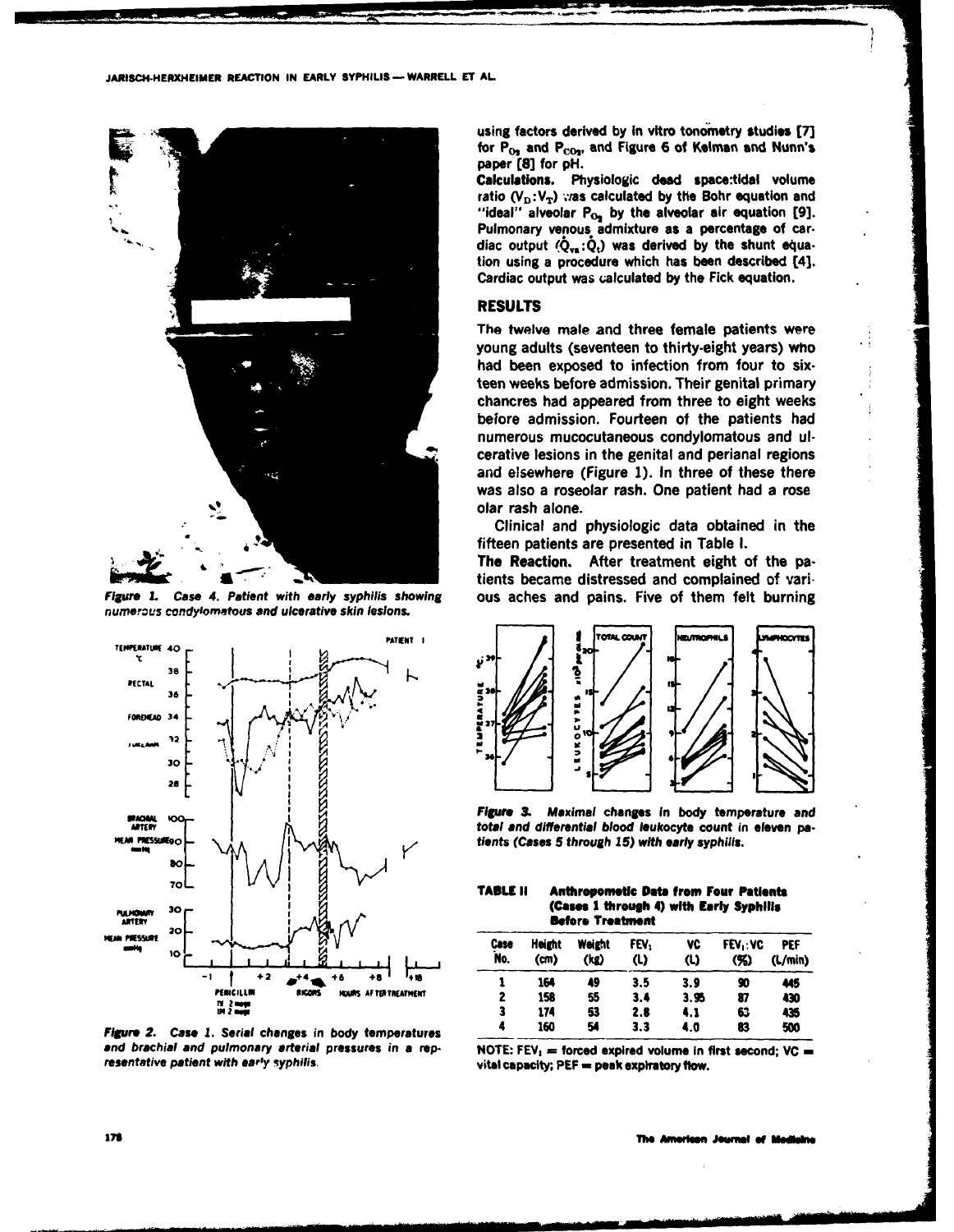using factors derived by in vitro tonometry studies [7] for $P_{O_2}$ and $P_{CO_2}$, and Figure 6 of Kelman and Nunn's paper [8] for pH.

**Calculations.** Physiologic dead space:tidal volume ratio ($V_D:V_T$) was calculated by the Bohr equation and "ideal" alveolar $P_{O_2}$ by the alveolar air equation [9]. Pulmonary venous admixture as a percentage of cardiac output ($\dot{Q}_{va}:\dot{Q}_t$) was derived by the shunt equation using a procedure which has been described [4]. Cardiac output was calculated by the Fick equation.

## RESULTS

The twelve male and three female patients were young adults (seventeen to thirty-eight years) who had been exposed to infection from four to sixteen weeks before admission. Their genital primary chancres had appeared from three to eight weeks before admission. Fourteen of the patients had numerous mucocutaneous condylomatous and ulcerative lesions in the genital and perianal regions and elsewhere (Figure 1). In three of these there was also a roseolar rash. One patient had a roseolar rash alone.

Clinical and physiologic data obtained in the fifteen patients are presented in Table I.

**The Reaction.** After treatment eight of the patients became distressed and complained of various aches and pains. Five of them felt burning

*Figure 1. Case 4. Patient with early syphilis showing numerous condylomatous and ulcerative skin lesions.*

*Figure 2. Case 1. Serial changes in body temperatures and brachial and pulmonary arterial pressures in a representative patient with early syphilis.*

*Figure 3. Maximal changes in body temperature and total and differential blood leukocyte count in eleven patients (Cases 5 through 15) with early syphilis.*

**TABLE II Anthropometric Data from Four Patients (Cases 1 through 4) with Early Syphilis Before Treatment**

| Case No. | Height (cm) | Weight (kg) | $FEV_1$ (L) | VC (L) | $FEV_1$:VC (%) | PEF (L/min) |
|---|---|---|---|---|---|---|
| 1 | 164 | 49 | 3.5 | 3.9 | 90 | 445 |
| 2 | 158 | 55 | 3.4 | 3.95 | 87 | 430 |
| 3 | 174 | 53 | 2.8 | 4.1 | 63 | 435 |
| 4 | 160 | 54 | 3.3 | 4.0 | 83 | 500 |

NOTE: $FEV_1$ = forced expired volume in first second; VC = vital capacity; PEF = peak expiratory flow.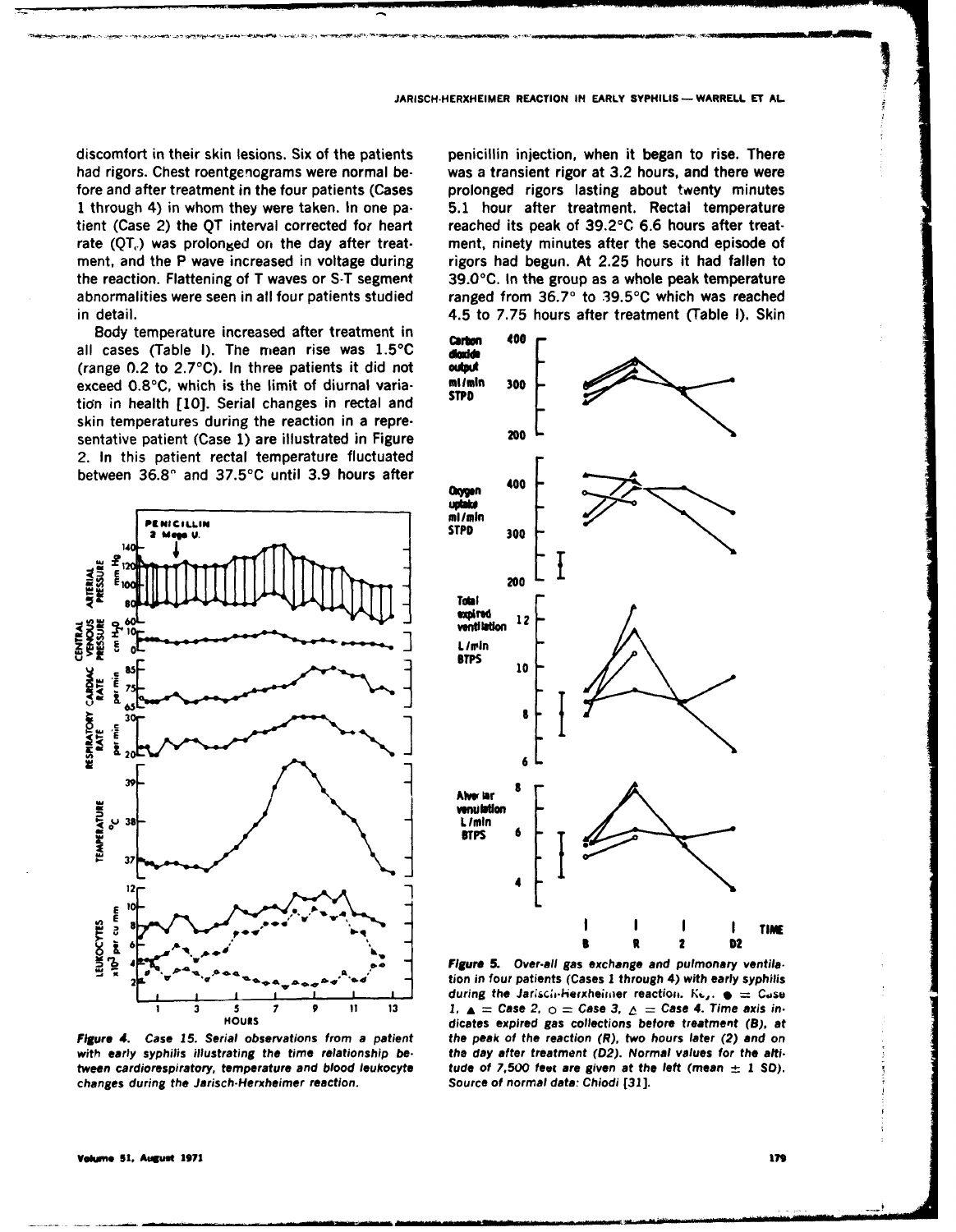discomfort in their skin lesions. Six of the patients had rigors. Chest roentgenograms were normal before and after treatment in the four patients (Cases 1 through 4) in whom they were taken. In one patient (Case 2) the QT interval corrected for heart rate ($QT_c$) was prolonged on the day after treatment, and the P wave increased in voltage during the reaction. Flattening of T waves or S-T segment abnormalities were seen in all four patients studied in detail.

Body temperature increased after treatment in all cases (Table I). The mean rise was 1.5°C (range 0.2 to 2.7°C). In three patients it did not exceed 0.8°C, which is the limit of diurnal variation in health [10]. Serial changes in rectal and skin temperatures during the reaction in a representative patient (Case 1) are illustrated in Figure 2. In this patient rectal temperature fluctuated between 36.8° and 37.5°C until 3.9 hours after penicillin injection, when it began to rise. There was a transient rigor at 3.2 hours, and there were prolonged rigors lasting about twenty minutes 5.1 hour after treatment. Rectal temperature reached its peak of 39.2°C 6.6 hours after treatment, ninety minutes after the second episode of rigors had begun. At 2.25 hours it had fallen to 39.0°C. In the group as a whole peak temperature ranged from 36.7° to 39.5°C which was reached 4.5 to 7.75 hours after treatment (Table I). Skin

*Figure 4. Case 15. Serial observations from a patient with early syphilis illustrating the time relationship between cardiorespiratory, temperature and blood leukocyte changes during the Jarisch-Herxheimer reaction.*

*Figure 5. Over-all gas exchange and pulmonary ventilation in four patients (Cases 1 through 4) with early syphilis during the Jarisch-Herxheimer reaction. Key: ● = Case 1, ▲ = Case 2, ○ = Case 3, △ = Case 4. Time axis indicates expired gas collections before treatment (B), at the peak of the reaction (R), two hours later (2) and on the day after treatment (D2). Normal values for the altitude of 7,500 feet are given at the left (mean ± 1 SD). Source of normal data: Chiodi [31].*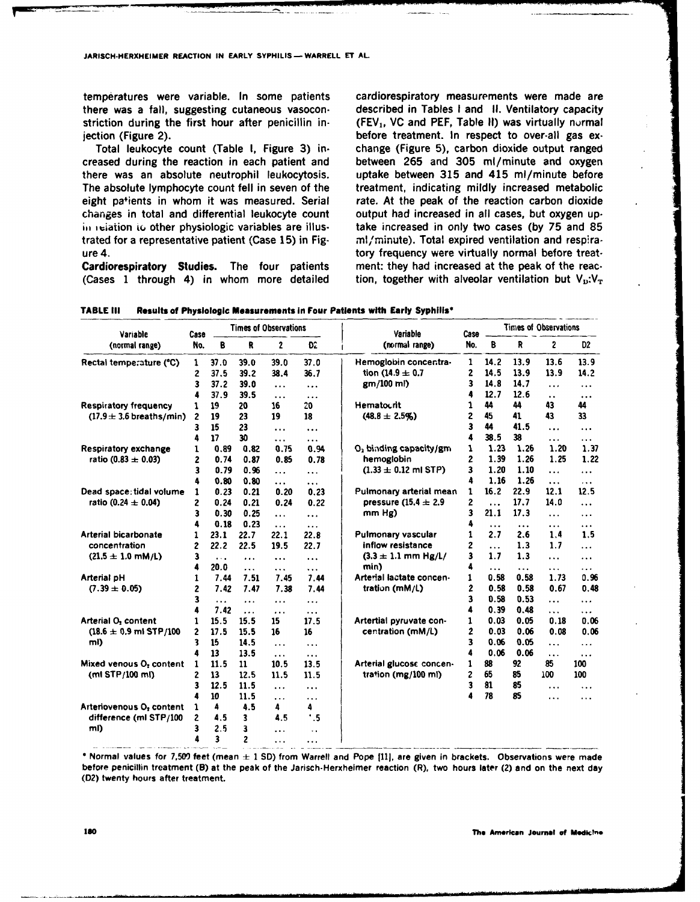temperatures were variable. In some patients there was a fall, suggesting cutaneous vasoconstriction during the first hour after penicillin injection (Figure 2).

Total leukocyte count (Table I, Figure 3) increased during the reaction in each patient and there was an absolute neutrophil leukocytosis. The absolute lymphocyte count fell in seven of the eight patients in whom it was measured. Serial changes in total and differential leukocyte count in relation to other physiologic variables are illustrated for a representative patient (Case 15) in Figure 4.

**Cardiorespiratory Studies.** The four patients (Cases 1 through 4) in whom more detailed cardiorespiratory measurements were made are described in Tables I and II. Ventilatory capacity ($FEV_1$, VC and PEF, Table II) was virtually normal before treatment. In respect to over-all gas exchange (Figure 5), carbon dioxide output ranged between 265 and 305 ml/minute and oxygen uptake between 315 and 415 ml/minute before treatment, indicating mildly increased metabolic rate. At the peak of the reaction carbon dioxide output had increased in all cases, but oxygen uptake increased in only two cases (by 75 and 85 ml/minute). Total expired ventilation and respiratory frequency were virtually normal before treatment: they had increased at the peak of the reaction, together with alveolar ventilation but $V_D$:$V_T$

**TABLE III Results of Physiologic Measurements in Four Patients with Early Syphilis***

| Variable (normal range) | Case No. | B | R | 2 | D2 |
|---|---|---|---|---|---|
| Rectal temperature (°C) | 1 | 37.0 | 39.0 | 39.0 | 37.0 |
| | 2 | 37.5 | 39.2 | 38.4 | 36.7 |
| | 3 | 37.2 | 39.0 | ... | ... |
| | 4 | 37.9 | 39.5 | ... | ... |
| Respiratory frequency (17.9 ± 3.6 breaths/min) | 1 | 19 | 20 | 16 | 20 |
| | 2 | 19 | 23 | 19 | 18 |
| | 3 | 15 | 23 | ... | ... |
| | 4 | 17 | 30 | ... | ... |
| Respiratory exchange ratio (0.83 ± 0.03) | 1 | 0.89 | 0.82 | 0.75 | 0.94 |
| | 2 | 0.74 | 0.87 | 0.85 | 0.78 |
| | 3 | 0.79 | 0.96 | ... | ... |
| | 4 | 0.80 | 0.80 | ... | ... |
| Dead space: tidal volume ratio (0.24 ± 0.04) | 1 | 0.23 | 0.21 | 0.20 | 0.23 |
| | 2 | 0.24 | 0.21 | 0.24 | 0.22 |
| | 3 | 0.30 | 0.25 | ... | ... |
| | 4 | 0.18 | 0.23 | ... | ... |
| Arterial bicarbonate concentration (21.5 ± 1.0 mM/L) | 1 | 23.1 | 22.7 | 22.1 | 22.8 |
| | 2 | 22.2 | 22.5 | 19.5 | 22.7 |
| | 3 | ... | ... | ... | ... |
| | 4 | 20.0 | ... | ... | ... |
| Arterial pH (7.39 ± 0.05) | 1 | 7.44 | 7.51 | 7.45 | 7.44 |
| | 2 | 7.42 | 7.47 | 7.38 | 7.44 |
| | 3 | ... | ... | ... | ... |
| | 4 | 7.42 | ... | ... | ... |
| Arterial $O_2$ content (18.6 ± 0.9 ml STP/100 ml) | 1 | 15.5 | 15.5 | 15 | 17.5 |
| | 2 | 17.5 | 15.5 | 16 | 16 |
| | 3 | 15 | 14.5 | ... | ... |
| | 4 | 13 | 13.5 | ... | ... |
| Mixed venous $O_2$ content (ml STP/100 ml) | 1 | 11.5 | 11 | 10.5 | 13.5 |
| | 2 | 13 | 12.5 | 11.5 | 11.5 |
| | 3 | 12.5 | 11.5 | ... | ... |
| | 4 | 10 | 11.5 | ... | ... |
| Arteriovenous $O_2$ content difference (ml STP/100 ml) | 1 | 4 | 4.5 | 4 | 4 |
| | 2 | 4.5 | 3 | 4.5 | '.5 |
| | 3 | 2.5 | 3 | ... | .. |
| | 4 | 3 | 2 | ... | ... |
| Hemoglobin concentration (14.9 ± 0.7 gm/100 ml) | 1 | 14.2 | 13.9 | 13.6 | 13.9 |
| | 2 | 14.5 | 13.9 | 13.9 | 14.2 |
| | 3 | 14.8 | 14.7 | ... | ... |
| | 4 | 12.7 | 12.6 | .. | ... |
| Hematocrit (48.8 ± 2.5%) | 1 | 44 | 44 | 43 | 44 |
| | 2 | 45 | 41 | 43 | 33 |
| | 3 | 44 | 41.5 | ... | ... |
| | 4 | 38.5 | 38 | ... | ... |
| $O_2$ binding capacity/gm hemoglobin (1.33 ± 0.12 ml STP) | 1 | 1.23 | 1.26 | 1.20 | 1.37 |
| | 2 | 1.39 | 1.26 | 1.25 | 1.22 |
| | 3 | 1.20 | 1.10 | ... | ... |
| | 4 | 1.16 | 1.26 | ... | ... |
| Pulmonary arterial mean pressure (15.4 ± 2.9 mm Hg) | 1 | 16.2 | 22.9 | 12.1 | 12.5 |
| | 2 | ... | 17.7 | 14.0 | ... |
| | 3 | 21.1 | 17.3 | ... | ... |
| | 4 | ... | ... | ... | ... |
| Pulmonary vascular inflow resistance (3.3 ± 1.1 mm Hg/L/min) | 1 | 2.7 | 2.6 | 1.4 | 1.5 |
| | 2 | ... | 1.3 | 1.7 | ... |
| | 3 | 1.7 | 1.3 | ... | ... |
| | 4 | ... | ... | ... | ... |
| Arterial lactate concentration (mM/L) | 1 | 0.58 | 0.58 | 1.73 | 0.96 |
| | 2 | 0.58 | 0.58 | 0.67 | 0.48 |
| | 3 | 0.58 | 0.53 | ... | ... |
| | 4 | 0.39 | 0.48 | ... | ... |
| Artertial pyruvate concentration (mM/L) | 1 | 0.03 | 0.05 | 0.18 | 0.06 |
| | 2 | 0.03 | 0.06 | 0.08 | 0.06 |
| | 3 | 0.06 | 0.05 | ... | ... |
| | 4 | 0.06 | 0.06 | ... | ... |
| Arterial glucose concentration (mg/100 ml) | 1 | 88 | 92 | 85 | 100 |
| | 2 | 65 | 85 | 100 | 100 |
| | 3 | 81 | 85 | ... | ... |
| | 4 | 78 | 85 | ... | ... |

\* Normal values for 7,500 feet (mean ± 1 SD) from Warrell and Pope [11], are given in brackets. Observations were made before penicillin treatment (B) at the peak of the Jarisch-Herxheimer reaction (R), two hours later (2) and on the next day (D2) twenty hours after treatment.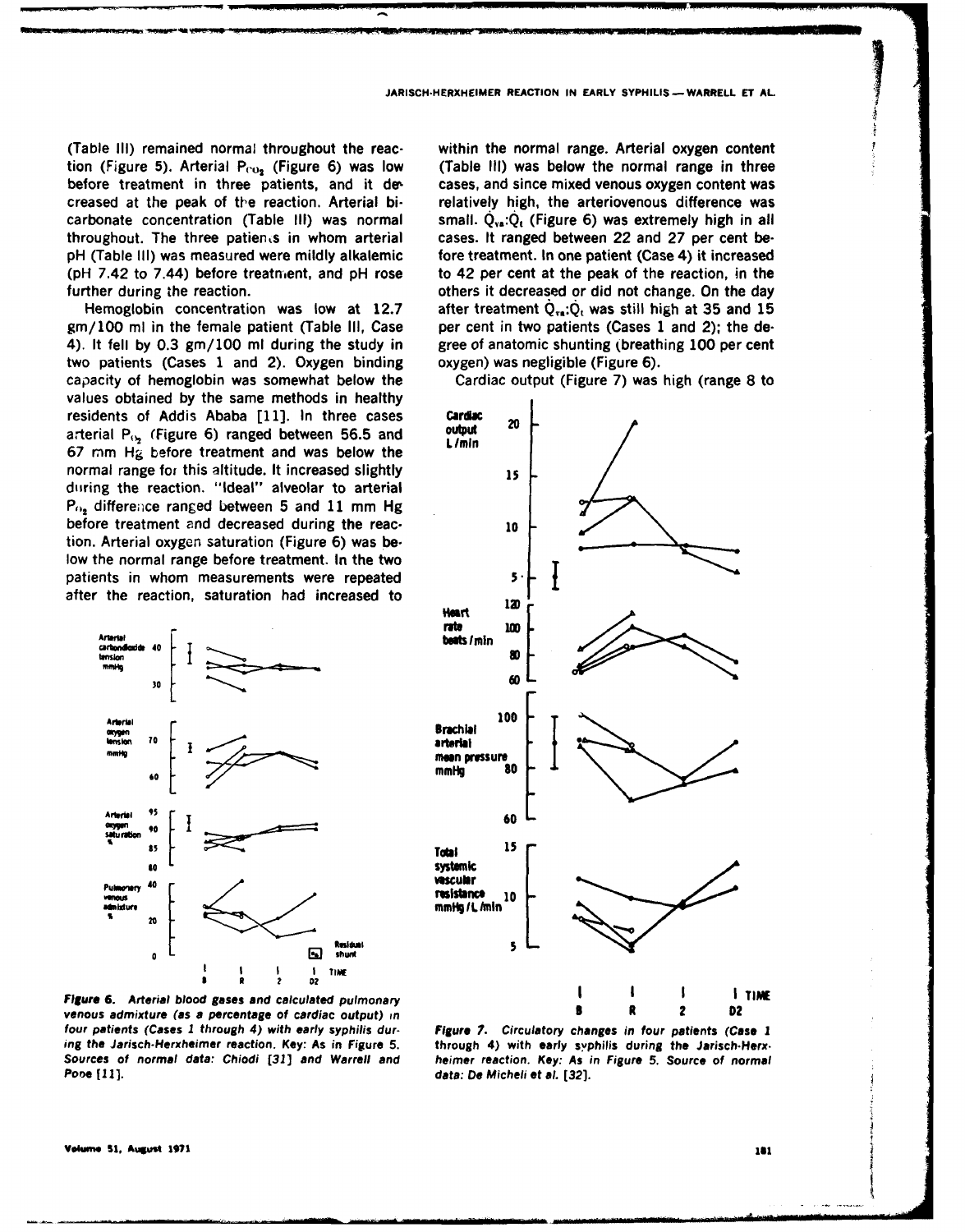(Table III) remained normal throughout the reaction (Figure 5). Arterial $P_{CO_2}$ (Figure 6) was low before treatment in three patients, and it decreased at the peak of the reaction. Arterial bicarbonate concentration (Table III) was normal throughout. The three patients in whom arterial pH (Table III) was measured were mildly alkalemic (pH 7.42 to 7.44) before treatment, and pH rose further during the reaction.

Hemoglobin concentration was low at 12.7 gm/100 ml in the female patient (Table III, Case 4). It fell by 0.3 gm/100 ml during the study in two patients (Cases 1 and 2). Oxygen binding capacity of hemoglobin was somewhat below the values obtained by the same methods in healthy residents of Addis Ababa [11]. In three cases arterial $P_{O_2}$ (Figure 6) ranged between 56.5 and 67 mm Hg before treatment and was below the normal range for this altitude. It increased slightly during the reaction. "Ideal" alveolar to arterial $P_{O_2}$ difference ranged between 5 and 11 mm Hg before treatment and decreased during the reaction. Arterial oxygen saturation (Figure 6) was below the normal range before treatment. In the two patients in whom measurements were repeated after the reaction, saturation had increased to within the normal range. Arterial oxygen content (Table III) was below the normal range in three cases, and since mixed venous oxygen content was relatively high, the arteriovenous difference was small. $\dot{Q}_{va}:\dot{Q}_t$ (Figure 6) was extremely high in all cases. It ranged between 22 and 27 per cent before treatment. In one patient (Case 4) it increased to 42 per cent at the peak of the reaction, in the others it decreased or did not change. On the day after treatment $\dot{Q}_{va}:\dot{Q}_t$ was still high at 35 and 15 per cent in two patients (Cases 1 and 2); the degree of anatomic shunting (breathing 100 per cent oxygen) was negligible (Figure 6).

Cardiac output (Figure 7) was high (range 8 to

*Figure 6. Arterial blood gases and calculated pulmonary venous admixture (as a percentage of cardiac output) in four patients (Cases 1 through 4) with early syphilis during the Jarisch-Herxheimer reaction. Key: As in Figure 5. Sources of normal data: Chiodi [31] and Warrell and Pope [11].*

*Figure 7. Circulatory changes in four patients (Case 1 through 4) with early syphilis during the Jarisch-Herxheimer reaction. Key: As in Figure 5. Source of normal data: De Micheli et al. [32].*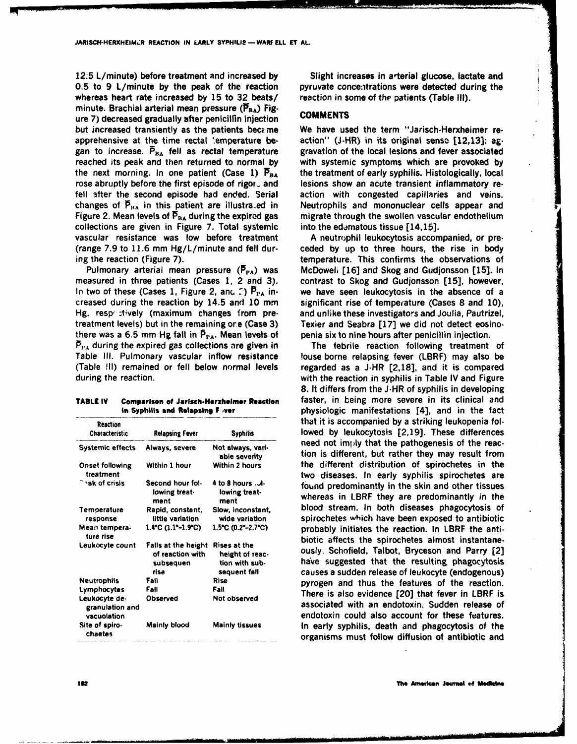12.5 L/minute) before treatment and increased by 0.5 to 9 L/minute by the peak of the reaction whereas heart rate increased by 15 to 32 beats/minute. Brachial arterial mean pressure ($\bar{P}_{BA}$) Figure 7) decreased gradually after penicillin injection but increased transiently as the patients became apprehensive at the time rectal temperature began to increase. $\bar{P}_{BA}$ fell as rectal temperature reached its peak and then returned to normal by the next morning. In one patient (Case 1) $\bar{P}_{BA}$ rose abruptly before the first episode of rigor and fell after the second episode had ended. Serial changes of $\bar{P}_{BA}$ in this patient are illustrated in Figure 2. Mean levels of $\bar{P}_{BA}$ during the expired gas collections are given in Figure 7. Total systemic vascular resistance was low before treatment (range 7.9 to 11.6 mm Hg/L/minute and fell during the reaction (Figure 7).

Pulmonary arterial mean pressure ($\bar{P}_{PA}$) was measured in three patients (Cases 1, 2 and 3). In two of these (Cases 1, Figure 2, and 2) $\bar{P}_{PA}$ increased during the reaction by 14.5 and 10 mm Hg, respectively (maximum changes from pretreatment levels) but in the remaining one (Case 3) there was a 6.5 mm Hg fall in $\bar{P}_{PA}$. Mean levels of $\bar{P}_{PA}$ during the expired gas collections are given in Table III. Pulmonary vascular inflow resistance (Table III) remained or fell below normal levels during the reaction.

**TABLE IV Comparison of Jarisch-Herxheimer Reaction in Syphilis and Relapsing Fever**

| Reaction Characteristic | Relapsing Fever | Syphilis |
|---|---|---|
| Systemic effects | Always, severe | Not always, variable severity |
| Onset following treatment | Within 1 hour | Within 2 hours |
| Peak of crisis | Second hour following treatment | 4 to 8 hours following treatment |
| Temperature response | Rapid, constant, little variation | Slow, inconstant, wide variation |
| Mean temperature rise | 1.4°C (1.1°-1.9°C) | 1.5°C (0.2°-2.7°C) |
| Leukocyte count | Falls at the height of reaction with subsequent rise | Rises at the height of reaction with subsequent fall |
| Neutrophils | Fall | Rise |
| Lymphocytes | Fall | Fall |
| Leukocyte degranulation and vacuolation | Observed | Not observed |
| Site of spirochaetes | Mainly blood | Mainly tissues |

Slight increases in arterial glucose, lactate and pyruvate concentrations were detected during the reaction in some of the patients (Table III).

## COMMENTS

We have used the term "Jarisch-Herxheimer reaction" (J-HR) in its original sense [12,13]: aggravation of the local lesions and fever associated with systemic symptoms which are provoked by the treatment of early syphilis. Histologically, local lesions show an acute transient inflammatory reaction with congested capillaries and veins. Neutrophils and mononuclear cells appear and migrate through the swollen vascular endothelium into the edematous tissue [14,15].

A neutrophil leukocytosis accompanied, or preceded by up to three hours, the rise in body temperature. This confirms the observations of McDowell [16] and Skog and Gudjonsson [15]. In contrast to Skog and Gudjonsson [15], however, we have seen leukocytosis in the absence of a significant rise of temperature (Cases 8 and 10), and unlike these investigators and Joulia, Pautrizel, Texier and Seabra [17] we did not detect eosinopenia six to nine hours after penicillin injection.

The febrile reaction following treatment of louse borne relapsing fever (LBRF) may also be regarded as a J-HR [2,18], and it is compared with the reaction in syphilis in Table IV and Figure 8. It differs from the J-HR of syphilis in developing faster, in being more severe in its clinical and physiologic manifestations [4], and in the fact that it is accompanied by a striking leukopenia followed by leukocytosis [2,19]. These differences need not imply that the pathogenesis of the reaction is different, but rather they may result from the different distribution of spirochetes in the two diseases. In early syphilis spirochetes are found predominantly in the skin and other tissues whereas in LBRF they are predominantly in the blood stream. In both diseases phagocytosis of spirochetes which have been exposed to antibiotic probably initiates the reaction. In LBRF the antibiotic affects the spirochetes almost instantaneously. Schofield, Talbot, Bryceson and Parry [2] have suggested that the resulting phagocytosis causes a sudden release of leukocyte (endogenous) pyrogen and thus the features of the reaction. There is also evidence [20] that fever in LBRF is associated with an endotoxin. Sudden release of endotoxin could also account for these features. In early syphilis, death and phagocytosis of the organisms must follow diffusion of antibiotic and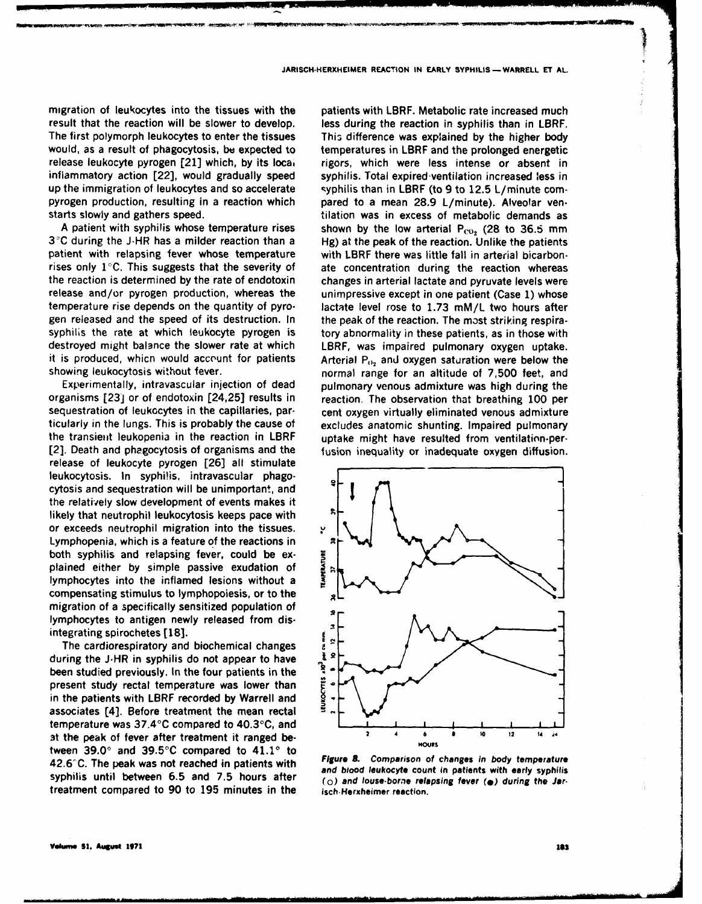migration of leukocytes into the tissues with the result that the reaction will be slower to develop. The first polymorph leukocytes to enter the tissues would, as a result of phagocytosis, be expected to release leukocyte pyrogen [21] which, by its local inflammatory action [22], would gradually speed up the immigration of leukocytes and so accelerate pyrogen production, resulting in a reaction which starts slowly and gathers speed.

A patient with syphilis whose temperature rises 3°C during the J-HR has a milder reaction than a patient with relapsing fever whose temperature rises only 1°C. This suggests that the severity of the reaction is determined by the rate of endotoxin release and/or pyrogen production, whereas the temperature rise depends on the quantity of pyrogen released and the speed of its destruction. In syphilis the rate at which leukocyte pyrogen is destroyed might balance the slower rate at which it is produced, which would account for patients showing leukocytosis without fever.

Experimentally, intravascular injection of dead organisms [23] or of endotoxin [24,25] results in sequestration of leukocytes in the capillaries, particularly in the lungs. This is probably the cause of the transient leukopenia in the reaction in LBRF [2]. Death and phagocytosis of organisms and the release of leukocyte pyrogen [26] all stimulate leukocytosis. In syphilis, intravascular phagocytosis and sequestration will be unimportant, and the relatively slow development of events makes it likely that neutrophil leukocytosis keeps pace with or exceeds neutrophil migration into the tissues. Lymphopenia, which is a feature of the reactions in both syphilis and relapsing fever, could be explained either by simple passive exudation of lymphocytes into the inflamed lesions without a compensating stimulus to lymphopoiesis, or to the migration of a specifically sensitized population of lymphocytes to antigen newly released from disintegrating spirochetes [18].

The cardiorespiratory and biochemical changes during the J-HR in syphilis do not appear to have been studied previously. In the four patients in the present study rectal temperature was lower than in the patients with LBRF recorded by Warrell and associates [4]. Before treatment the mean rectal temperature was 37.4°C compared to 40.3°C, and at the peak of fever after treatment it ranged between 39.0° and 39.5°C compared to 41.1° to 42.6°C. The peak was not reached in patients with syphilis until between 6.5 and 7.5 hours after treatment compared to 90 to 195 minutes in the patients with LBRF. Metabolic rate increased much less during the reaction in syphilis than in LBRF. This difference was explained by the higher body temperatures in LBRF and the prolonged energetic rigors, which were less intense or absent in syphilis. Total expired ventilation increased less in syphilis than in LBRF (to 9 to 12.5 L/minute compared to a mean 28.9 L/minute). Alveolar ventilation was in excess of metabolic demands as shown by the low arterial $P_{CO_2}$ (28 to 36.5 mm Hg) at the peak of the reaction. Unlike the patients with LBRF there was little fall in arterial bicarbonate concentration during the reaction whereas changes in arterial lactate and pyruvate levels were unimpressive except in one patient (Case 1) whose lactate level rose to 1.73 mM/L two hours after the peak of the reaction. The most striking respiratory abnormality in these patients, as in those with LBRF, was impaired pulmonary oxygen uptake. Arterial $P_{O_2}$ and oxygen saturation were below the normal range for an altitude of 7,500 feet, and pulmonary venous admixture was high during the reaction. The observation that breathing 100 per cent oxygen virtually eliminated venous admixture excludes anatomic shunting. Impaired pulmonary uptake might have resulted from ventilation-perfusion inequality or inadequate oxygen diffusion.

*Figure 8. Comparison of changes in body temperature and blood leukocyte count in patients with early syphilis (○) and louse-borne relapsing fever (●) during the Jarisch-Herxheimer reaction.*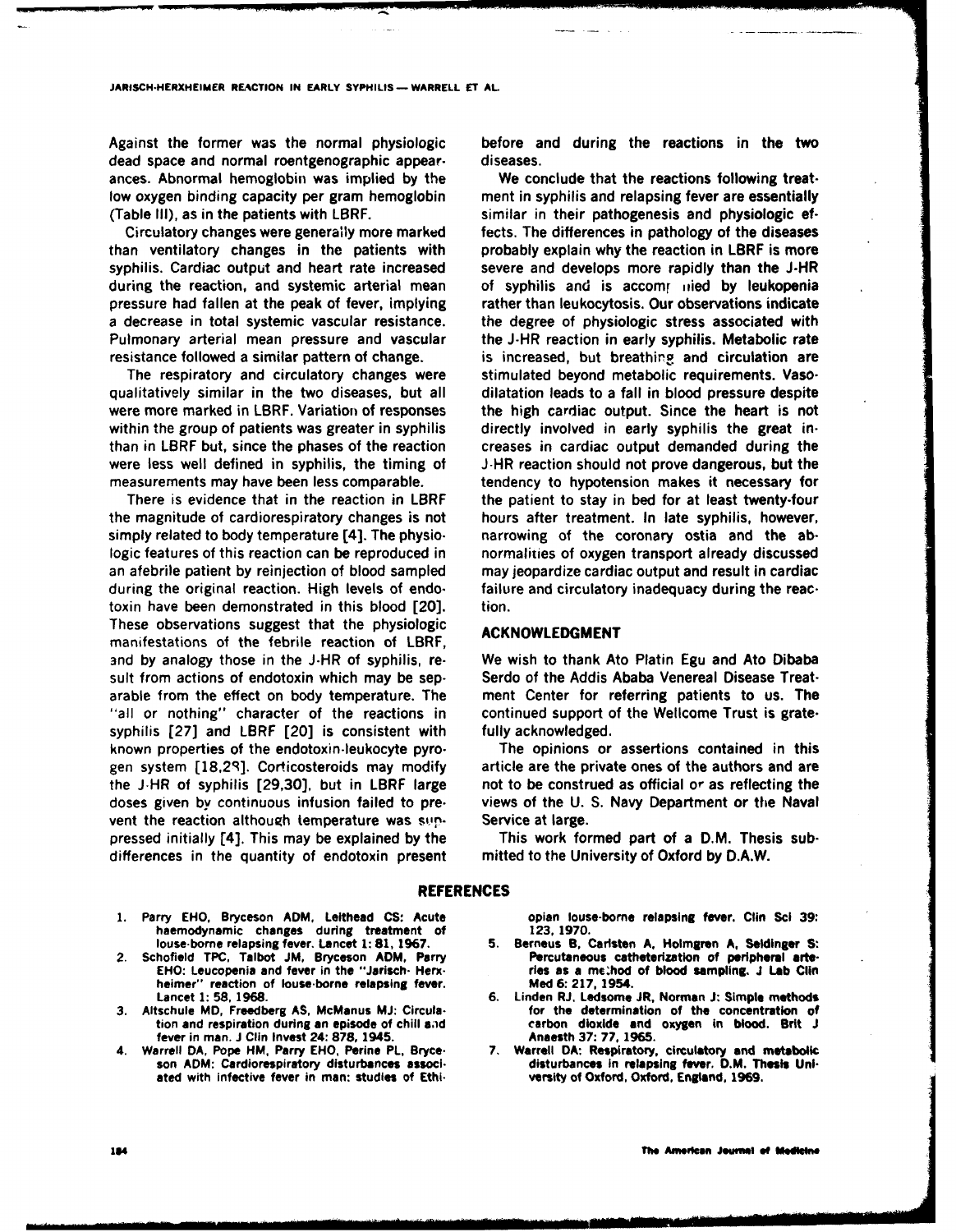Against the former was the normal physiologic dead space and normal roentgenographic appearances. Abnormal hemoglobin was implied by the low oxygen binding capacity per gram hemoglobin (Table III), as in the patients with LBRF.

Circulatory changes were generally more marked than ventilatory changes in the patients with syphilis. Cardiac output and heart rate increased during the reaction, and systemic arterial mean pressure had fallen at the peak of fever, implying a decrease in total systemic vascular resistance. Pulmonary arterial mean pressure and vascular resistance followed a similar pattern of change.

The respiratory and circulatory changes were qualitatively similar in the two diseases, but all were more marked in LBRF. Variation of responses within the group of patients was greater in syphilis than in LBRF but, since the phases of the reaction were less well defined in syphilis, the timing of measurements may have been less comparable.

There is evidence that in the reaction in LBRF the magnitude of cardiorespiratory changes is not simply related to body temperature [4]. The physiologic features of this reaction can be reproduced in an afebrile patient by reinjection of blood sampled during the original reaction. High levels of endotoxin have been demonstrated in this blood [20]. These observations suggest that the physiologic manifestations of the febrile reaction of LBRF, and by analogy those in the J-HR of syphilis, result from actions of endotoxin which may be separable from the effect on body temperature. The "all or nothing" character of the reactions in syphilis [27] and LBRF [20] is consistent with known properties of the endotoxin-leukocyte pyrogen system [18,28]. Corticosteroids may modify the J-HR of syphilis [29,30], but in LBRF large doses given by continuous infusion failed to prevent the reaction although temperature was suppressed initially [4]. This may be explained by the differences in the quantity of endotoxin present before and during the reactions in the two diseases.

We conclude that the reactions following treatment in syphilis and relapsing fever are essentially similar in their pathogenesis and physiologic effects. The differences in pathology of the diseases probably explain why the reaction in LBRF is more severe and develops more rapidly than the J-HR of syphilis and is accompanied by leukopenia rather than leukocytosis. Our observations indicate the degree of physiologic stress associated with the J-HR reaction in early syphilis. Metabolic rate is increased, but breathing and circulation are stimulated beyond metabolic requirements. Vasodilatation leads to a fall in blood pressure despite the high cardiac output. Since the heart is not directly involved in early syphilis the great increases in cardiac output demanded during the J-HR reaction should not prove dangerous, but the tendency to hypotension makes it necessary for the patient to stay in bed for at least twenty-four hours after treatment. In late syphilis, however, narrowing of the coronary ostia and the abnormalities of oxygen transport already discussed may jeopardize cardiac output and result in cardiac failure and circulatory inadequacy during the reaction.

## ACKNOWLEDGMENT

We wish to thank Ato Platin Egu and Ato Dibaba Serdo of the Addis Ababa Venereal Disease Treatment Center for referring patients to us. The continued support of the Wellcome Trust is gratefully acknowledged.

The opinions or assertions contained in this article are the private ones of the authors and are not to be construed as official or as reflecting the views of the U. S. Navy Department or the Naval Service at large.

This work formed part of a D.M. Thesis submitted to the University of Oxford by D.A.W.

## REFERENCES

1. Parry EHO, Bryceson ADM, Leithead CS: Acute haemodynamic changes during treatment of louse-borne relapsing fever. Lancet 1: 81, 1967.
2. Schofield TPC, Talbot JM, Bryceson ADM, Parry EHO: Leucopenia and fever in the "Jarisch-Herxheimer" reaction of louse-borne relapsing fever. Lancet 1: 58, 1968.
3. Altschule MD, Freedberg AS, McManus MJ: Circulation and respiration during an episode of chill and fever in man. J Clin Invest 24: 878, 1945.
4. Warrell DA, Pope HM, Parry EHO, Perine PL, Bryceson ADM: Cardiorespiratory disturbances associated with infective fever in man: studies of Ethiopian louse-borne relapsing fever. Clin Sci 39: 123, 1970.
5. Berneus B, Carlsten A, Holmgren A, Seldinger S: Percutaneous catheterization of peripheral arteries as a method of blood sampling. J Lab Clin Med 6: 217, 1954.
6. Linden RJ, Ledsome JR, Norman J: Simple methods for the determination of the concentration of carbon dioxide and oxygen in blood. Brit J Anaesth 37: 77, 1965.
7. Warrell DA: Respiratory, circulatory and metabolic disturbances in relapsing fever. D.M. Thesis University of Oxford, Oxford, England, 1969.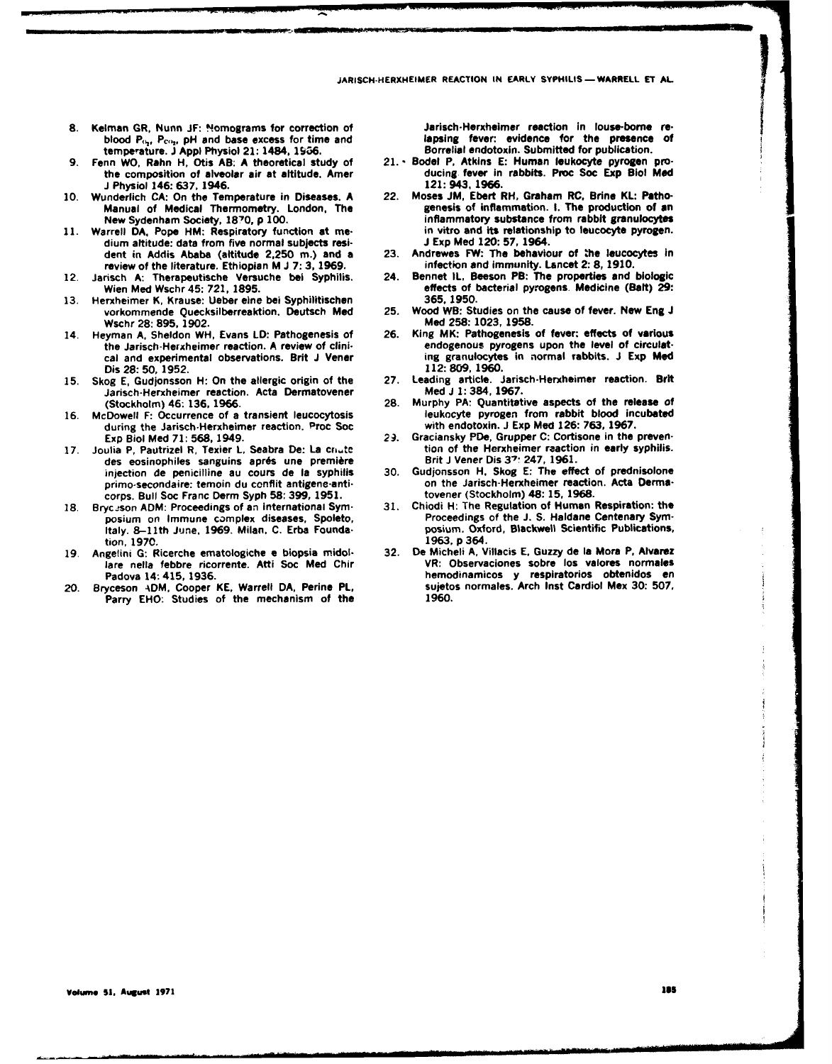8. Kelman GR, Nunn JF: Nomograms for correction of blood $P_{O_2}$, $P_{CO_2}$, pH and base excess for time and temperature. J Appl Physiol 21: 1484, 1966.
9. Fenn WO, Rahn H, Otis AB: A theoretical study of the composition of alveolar air at altitude. Amer J Physiol 146: 637, 1946.
10. Wunderlich CA: On the Temperature in Diseases. A Manual of Medical Thermometry. London, The New Sydenham Society, 1870, p 100.
11. Warrell DA, Pope HM: Respiratory function at medium altitude: data from five normal subjects resident in Addis Ababa (altitude 2,250 m.) and a review of the literature. Ethiopian M J 7: 3, 1969.
12. Jarisch A: Therapeutische Versuche bei Syphilis. Wien Med Wschr 45: 721, 1895.
13. Herxheimer K, Krause: Ueber eine bei Syphilitischen vorkommende Quecksilberreaktion. Deutsch Med Wschr 28: 895, 1902.
14. Heyman A, Sheldon WH, Evans LD: Pathogenesis of the Jarisch-Herxheimer reaction. A review of clinical and experimental observations. Brit J Vener Dis 28: 50, 1952.
15. Skog E, Gudjonsson H: On the allergic origin of the Jarisch-Herxheimer reaction. Acta Dermatovener (Stockholm) 46: 136, 1966.
16. McDowell F: Occurrence of a transient leucocytosis during the Jarisch-Herxheimer reaction. Proc Soc Exp Biol Med 71: 568, 1949.
17. Joulia P, Pautrizel R, Texier L, Seabra De: La chute des eosinophiles sanguins après une première injection de penicilline au cours de la syphilis primo-secondaire: temoin du conflit antigene-anticorps. Bull Soc Franc Derm Syph 58: 399, 1951.
18. Bryceson ADM: Proceedings of an International Symposium on Immune complex diseases, Spoleto, Italy. 8–11th June, 1969. Milan, C. Erba Foundation, 1970.
19. Angelini G: Ricerche ematologiche e biopsia midollare nella febbre ricorrente. Atti Soc Med Chir Padova 14: 415, 1936.
20. Bryceson ADM, Cooper KE, Warrell DA, Perine PL, Parry EHO: Studies of the mechanism of the Jarisch-Herxheimer reaction in louse-borne relapsing fever: evidence for the presence of Borrelial endotoxin. Submitted for publication.
21. Bodel P, Atkins E: Human leukocyte pyrogen producing fever in rabbits. Proc Soc Exp Biol Med 121: 943, 1966.
22. Moses JM, Ebert RH, Graham RC, Brine KL: Pathogenesis of inflammation. I. The production of an inflammatory substance from rabbit granulocytes in vitro and its relationship to leucocyte pyrogen. J Exp Med 120: 57, 1964.
23. Andrewes FW: The behaviour of the leucocytes in infection and immunity. Lancet 2: 8, 1910.
24. Bennet IL, Beeson PB: The properties and biologic effects of bacterial pyrogens. Medicine (Balt) 29: 365, 1950.
25. Wood WB: Studies on the cause of fever. New Eng J Med 258: 1023, 1958.
26. King MK: Pathogenesis of fever: effects of various endogenous pyrogens upon the level of circulating granulocytes in normal rabbits. J Exp Med 112: 809, 1960.
27. Leading article. Jarisch-Herxheimer reaction. Brit Med J 1: 384, 1967.
28. Murphy PA: Quantitative aspects of the release of leukocyte pyrogen from rabbit blood incubated with endotoxin. J Exp Med 126: 763, 1967.
29. Graciansky PDe, Grupper C: Cortisone in the prevention of the Herxheimer reaction in early syphilis. Brit J Vener Dis 37: 247, 1961.
30. Gudjonsson H, Skog E: The effect of prednisolone on the Jarisch-Herxheimer reaction. Acta Dermatovener (Stockholm) 48: 15, 1968.
31. Chiodi H: The Regulation of Human Respiration: the Proceedings of the J. S. Haldane Centenary Symposium. Oxford, Blackwell Scientific Publications, 1963, p 364.
32. De Micheli A, Villacis E, Guzzy de la Mora P, Alvarez VR: Observaciones sobre los valores normales hemodinamicos y respiratorios obtenidos en sujetos normales. Arch Inst Cardiol Mex 30: 507, 1960.